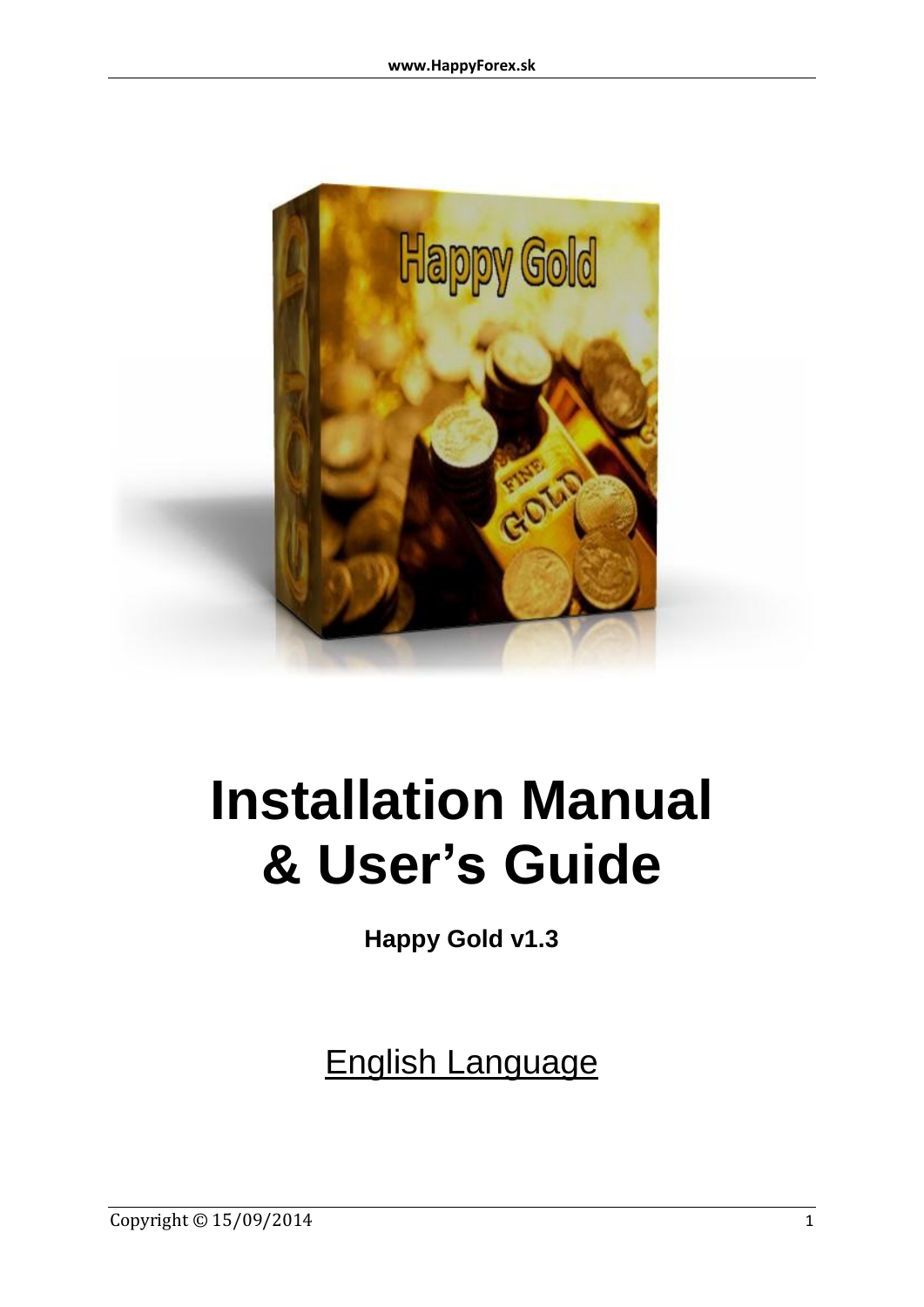# Installation Manual & User's Guide

**Happy Gold v1.3**

English Language

Copyright © 15/09/2014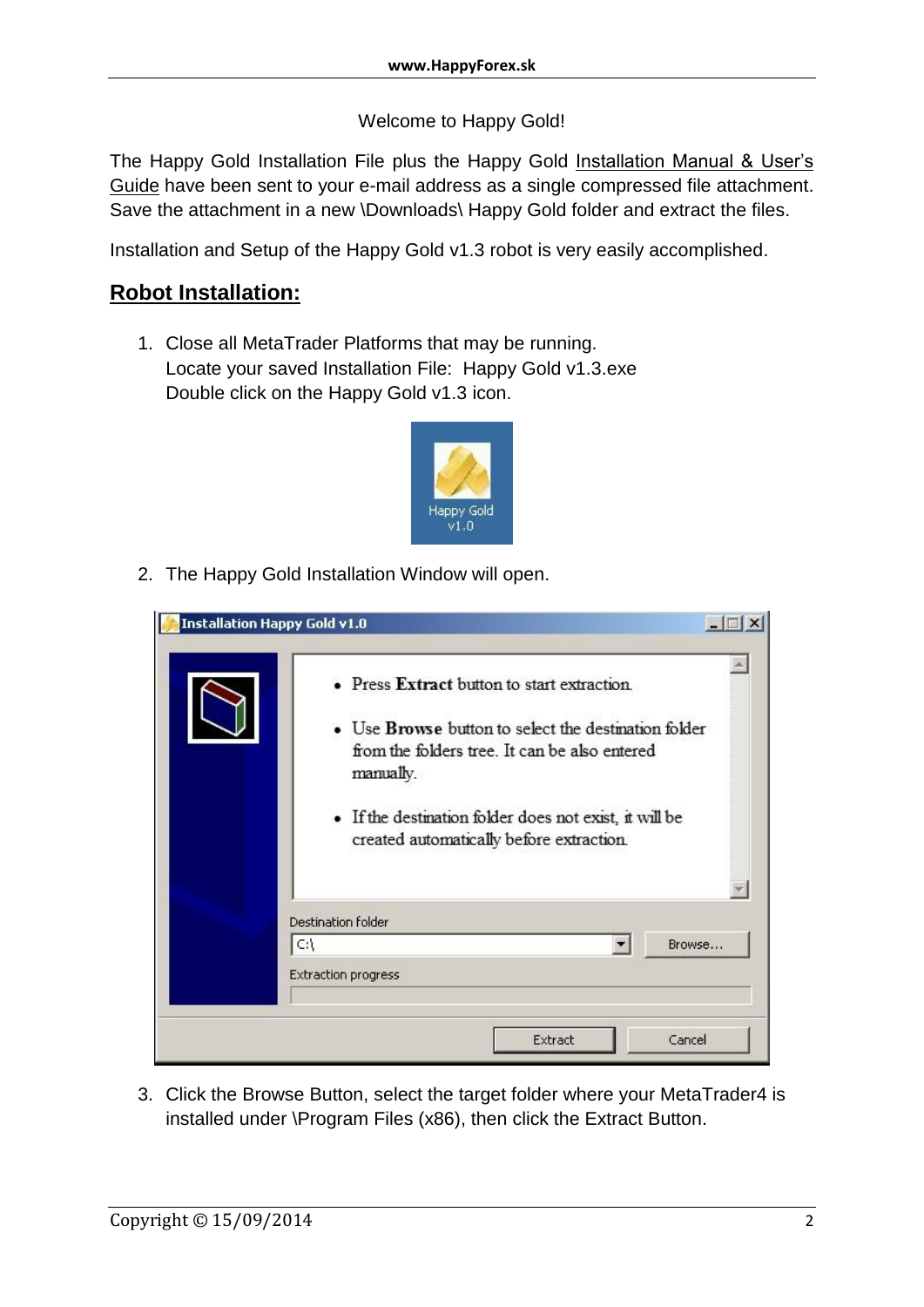Welcome to Happy Gold!

The Happy Gold Installation File plus the Happy Gold Installation Manual & User's Guide have been sent to your e-mail address as a single compressed file attachment. Save the attachment in a new \Downloads\ Happy Gold folder and extract the files.

Installation and Setup of the Happy Gold v1.3 robot is very easily accomplished.

## Robot Installation:

1. Close all MetaTrader Platforms that may be running.
   Locate your saved Installation File: Happy Gold v1.3.exe
   Double click on the Happy Gold v1.3 icon.

2. The Happy Gold Installation Window will open.

3. Click the Browse Button, select the target folder where your MetaTrader4 is installed under \Program Files (x86), then click the Extract Button.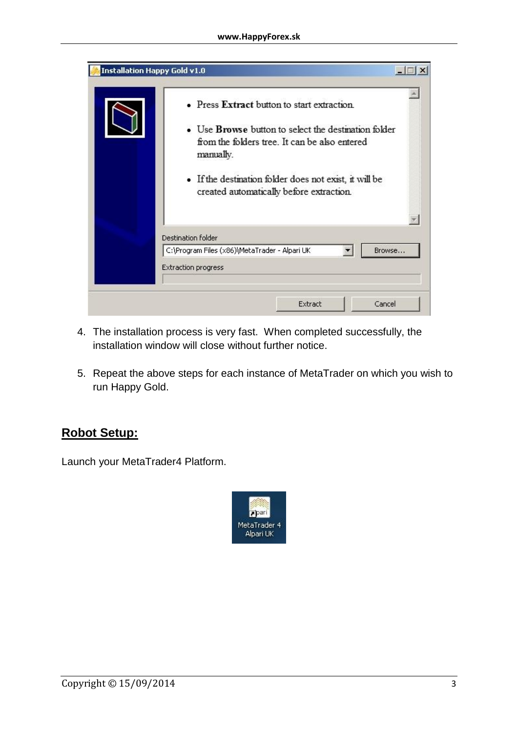4. The installation process is very fast. When completed successfully, the installation window will close without further notice.

5. Repeat the above steps for each instance of MetaTrader on which you wish to run Happy Gold.

## Robot Setup:

Launch your MetaTrader4 Platform.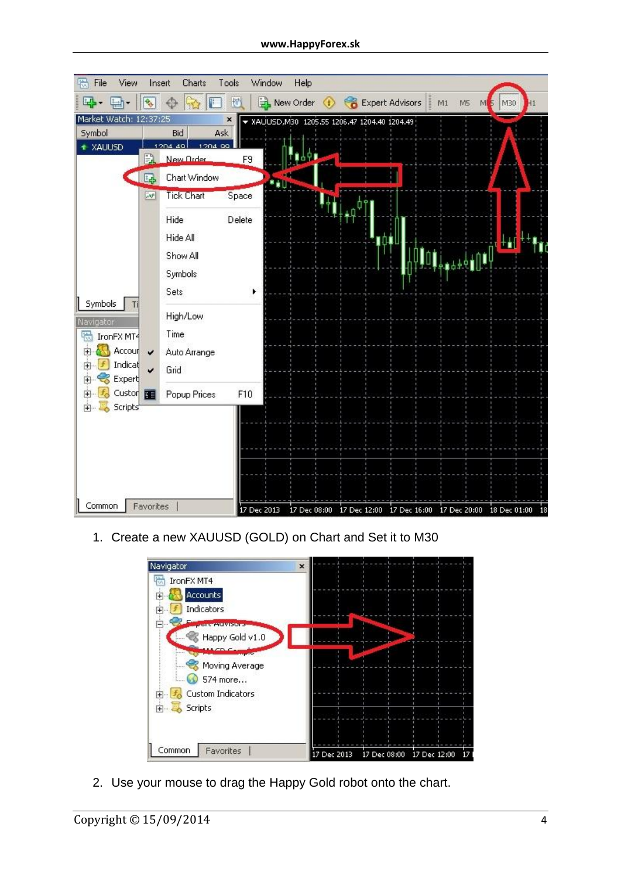1. Create a new XAUUSD (GOLD) on Chart and Set it to M30

2. Use your mouse to drag the Happy Gold robot onto the chart.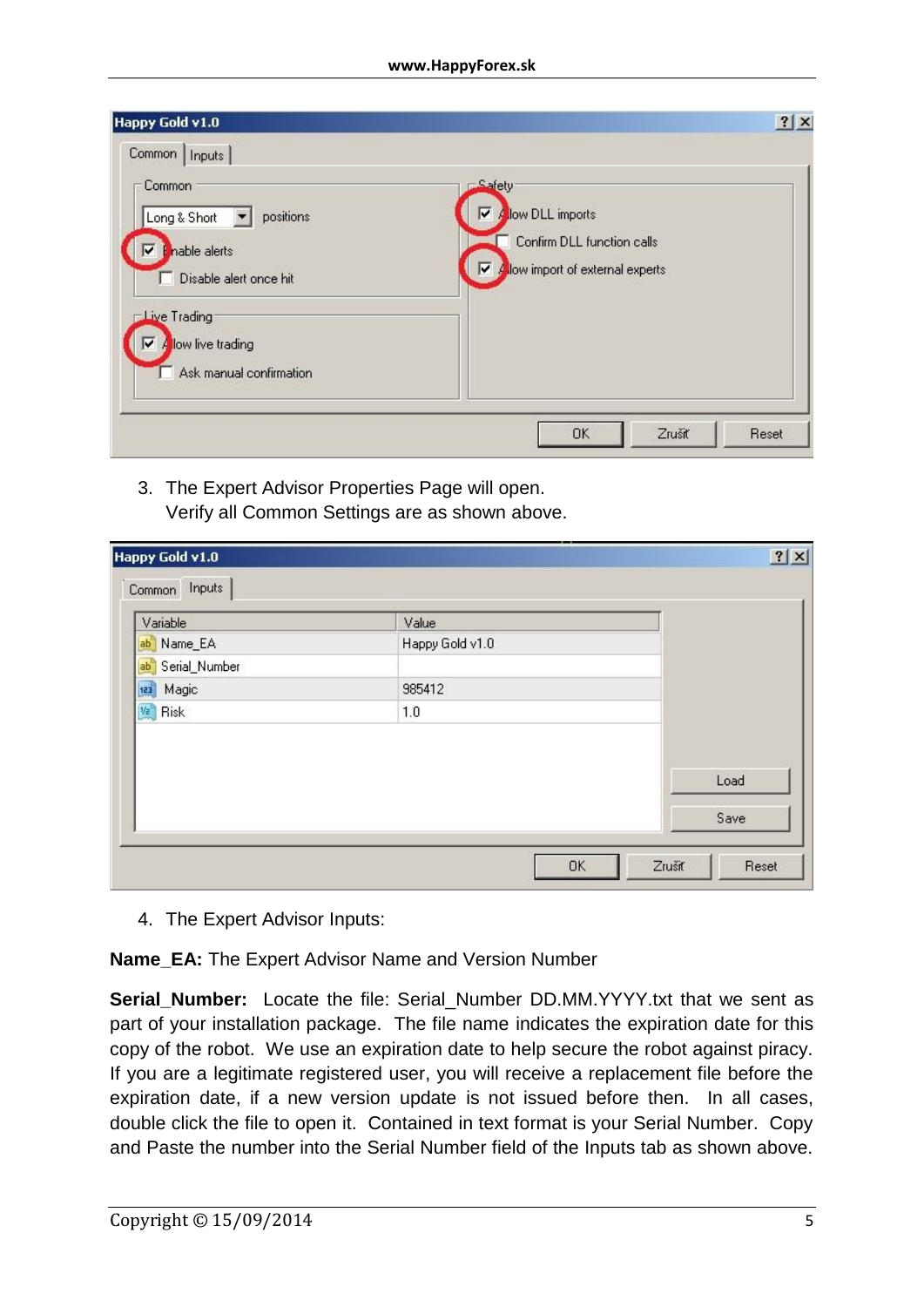3. The Expert Advisor Properties Page will open.
   Verify all Common Settings are as shown above.

4. The Expert Advisor Inputs:

**Name_EA:** The Expert Advisor Name and Version Number

**Serial_Number:** Locate the file: Serial_Number DD.MM.YYYY.txt that we sent as part of your installation package. The file name indicates the expiration date for this copy of the robot. We use an expiration date to help secure the robot against piracy. If you are a legitimate registered user, you will receive a replacement file before the expiration date, if a new version update is not issued before then. In all cases, double click the file to open it. Contained in text format is your Serial Number. Copy and Paste the number into the Serial Number field of the Inputs tab as shown above.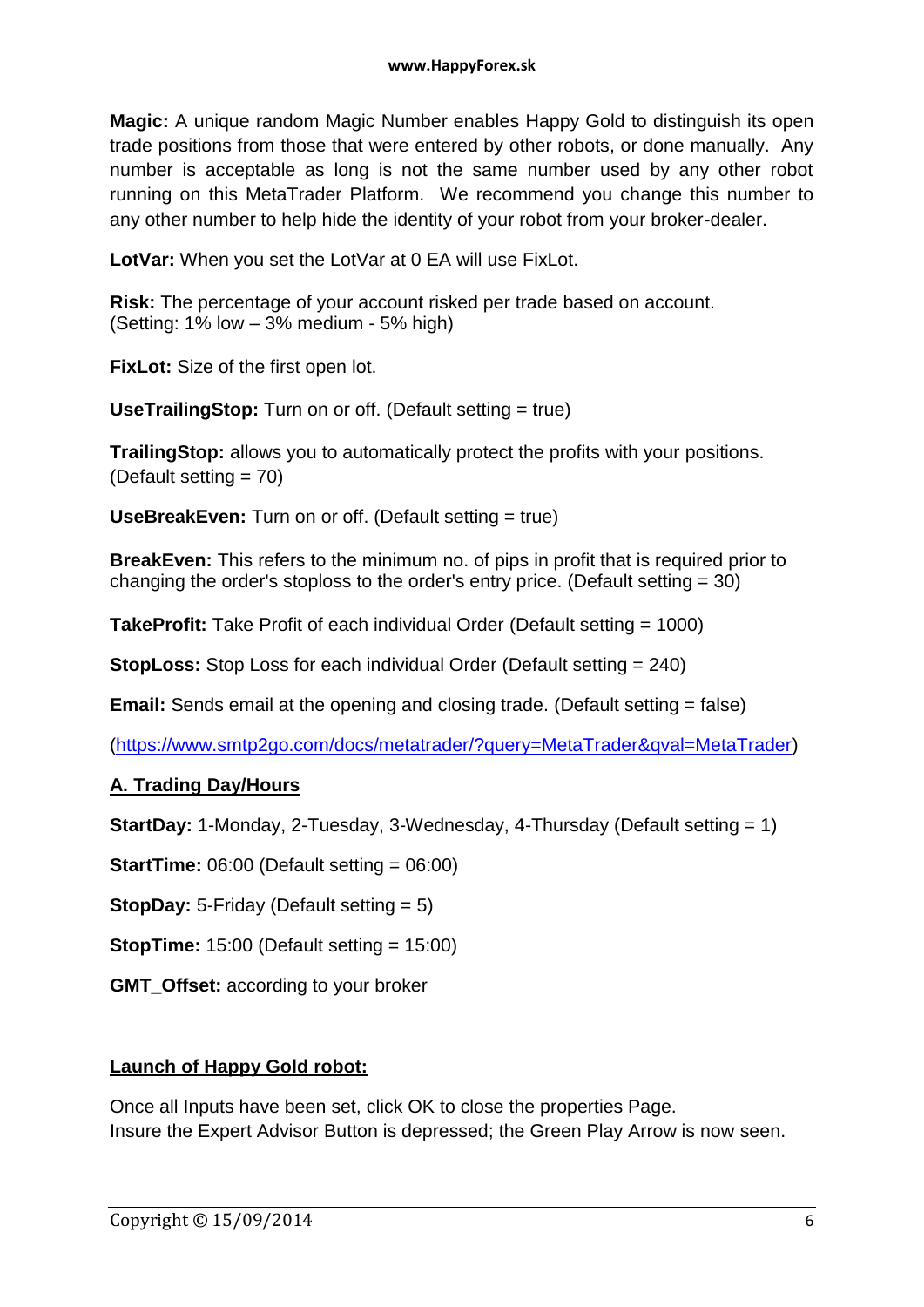**Magic:** A unique random Magic Number enables Happy Gold to distinguish its open trade positions from those that were entered by other robots, or done manually. Any number is acceptable as long is not the same number used by any other robot running on this MetaTrader Platform. We recommend you change this number to any other number to help hide the identity of your robot from your broker-dealer.

**LotVar:** When you set the LotVar at 0 EA will use FixLot.

**Risk:** The percentage of your account risked per trade based on account.
(Setting: 1% low – 3% medium - 5% high)

**FixLot:** Size of the first open lot.

**UseTrailingStop:** Turn on or off. (Default setting = true)

**TrailingStop:** allows you to automatically protect the profits with your positions.
(Default setting = 70)

**UseBreakEven:** Turn on or off. (Default setting = true)

**BreakEven:** This refers to the minimum no. of pips in profit that is required prior to changing the order's stoploss to the order's entry price. (Default setting = 30)

**TakeProfit:** Take Profit of each individual Order (Default setting = 1000)

**StopLoss:** Stop Loss for each individual Order (Default setting = 240)

**Email:** Sends email at the opening and closing trade. (Default setting = false)

([https://www.smtp2go.com/docs/metatrader/?query=MetaTrader&qval=MetaTrader](https://www.smtp2go.com/docs/metatrader/?query=MetaTrader&qval=MetaTrader))

## A. Trading Day/Hours

**StartDay:** 1-Monday, 2-Tuesday, 3-Wednesday, 4-Thursday (Default setting = 1)

**StartTime:** 06:00 (Default setting = 06:00)

**StopDay:** 5-Friday (Default setting = 5)

**StopTime:** 15:00 (Default setting = 15:00)

**GMT_Offset:** according to your broker

## Launch of Happy Gold robot:

Once all Inputs have been set, click OK to close the properties Page.
Insure the Expert Advisor Button is depressed; the Green Play Arrow is now seen.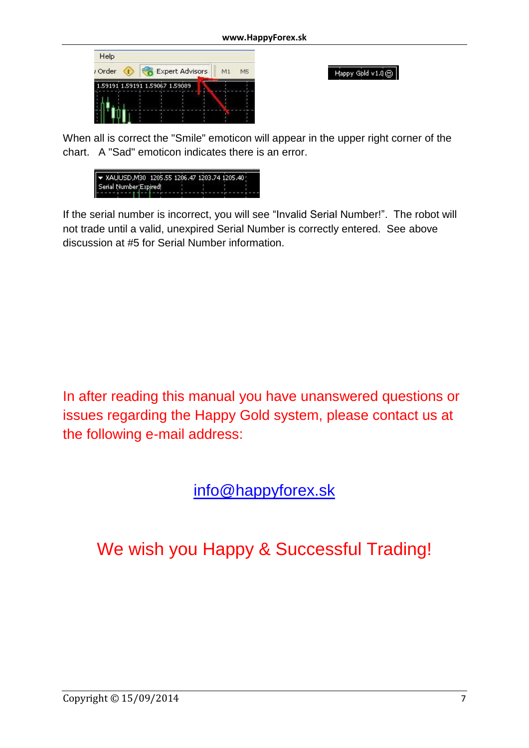When all is correct the "Smile" emoticon will appear in the upper right corner of the chart.   A "Sad" emoticon indicates there is an error.

If the serial number is incorrect, you will see “Invalid Serial Number!”.  The robot will not trade until a valid, unexpired Serial Number is correctly entered.  See above discussion at #5 for Serial Number information.

In after reading this manual you have unanswered questions or issues regarding the Happy Gold system, please contact us at the following e-mail address:

info@happyforex.sk

We wish you Happy & Successful Trading!

Copyright © 15/09/2014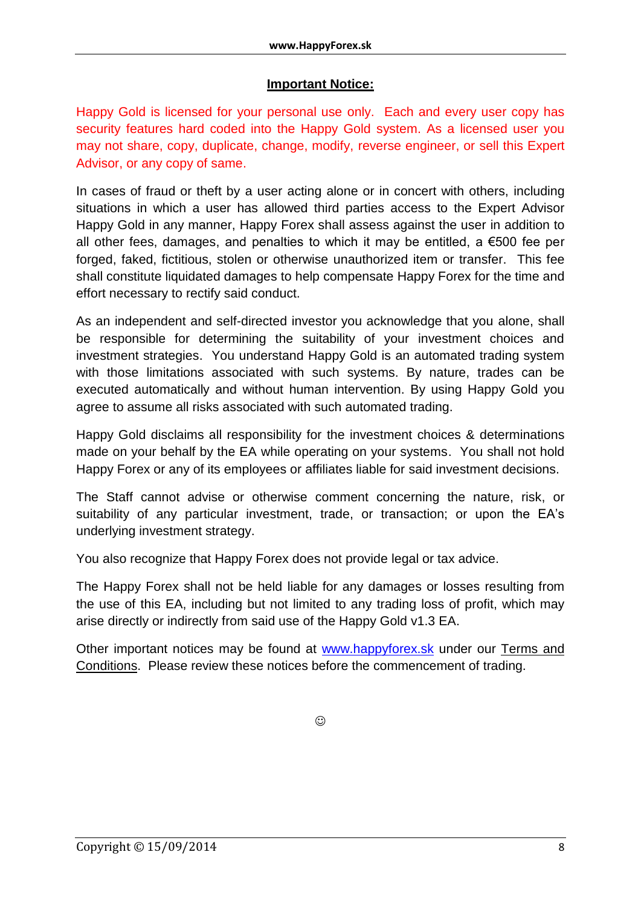## Important Notice:

Happy Gold is licensed for your personal use only. Each and every user copy has security features hard coded into the Happy Gold system. As a licensed user you may not share, copy, duplicate, change, modify, reverse engineer, or sell this Expert Advisor, or any copy of same.

In cases of fraud or theft by a user acting alone or in concert with others, including situations in which a user has allowed third parties access to the Expert Advisor Happy Gold in any manner, Happy Forex shall assess against the user in addition to all other fees, damages, and penalties to which it may be entitled, a €500 fee per forged, faked, fictitious, stolen or otherwise unauthorized item or transfer. This fee shall constitute liquidated damages to help compensate Happy Forex for the time and effort necessary to rectify said conduct.

As an independent and self-directed investor you acknowledge that you alone, shall be responsible for determining the suitability of your investment choices and investment strategies. You understand Happy Gold is an automated trading system with those limitations associated with such systems. By nature, trades can be executed automatically and without human intervention. By using Happy Gold you agree to assume all risks associated with such automated trading.

Happy Gold disclaims all responsibility for the investment choices & determinations made on your behalf by the EA while operating on your systems. You shall not hold Happy Forex or any of its employees or affiliates liable for said investment decisions.

The Staff cannot advise or otherwise comment concerning the nature, risk, or suitability of any particular investment, trade, or transaction; or upon the EA's underlying investment strategy.

You also recognize that Happy Forex does not provide legal or tax advice.

The Happy Forex shall not be held liable for any damages or losses resulting from the use of this EA, including but not limited to any trading loss of profit, which may arise directly or indirectly from said use of the Happy Gold v1.3 EA.

Other important notices may be found at www.happyforex.sk under our Terms and Conditions. Please review these notices before the commencement of trading.

☺

Copyright © 15/09/2014